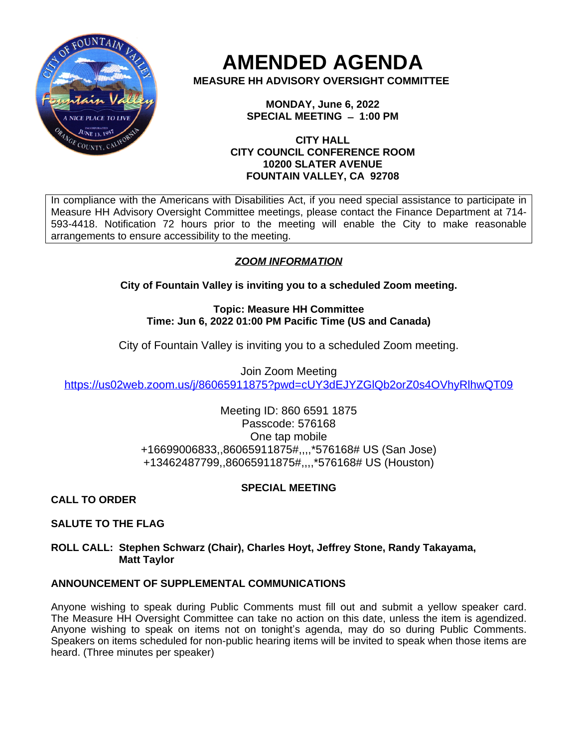# AMENDED AGENDA

**MEASURE HH ADVISORY OVERSIGHT COMMITTEE**

**MONDAY, June 6, 2022**
**SPECIAL MEETING – 1:00 PM**

**CITY HALL**
**CITY COUNCIL CONFERENCE ROOM**
**10200 SLATER AVENUE**
**FOUNTAIN VALLEY, CA 92708**

In compliance with the Americans with Disabilities Act, if you need special assistance to participate in Measure HH Advisory Oversight Committee meetings, please contact the Finance Department at 714-593-4418. Notification 72 hours prior to the meeting will enable the City to make reasonable arrangements to ensure accessibility to the meeting.

***ZOOM INFORMATION***

**City of Fountain Valley is inviting you to a scheduled Zoom meeting.**

**Topic: Measure HH Committee**
**Time: Jun 6, 2022 01:00 PM Pacific Time (US and Canada)**

City of Fountain Valley is inviting you to a scheduled Zoom meeting.

Join Zoom Meeting
https://us02web.zoom.us/j/86065911875?pwd=cUY3dEJYZGlQb2orZ0s4OVhyRlhwQT09

Meeting ID: 860 6591 1875
Passcode: 576168
One tap mobile
+16699006833,,86065911875#,,,,*576168# US (San Jose)
+13462487799,,86065911875#,,,,*576168# US (Houston)

**SPECIAL MEETING**

**CALL TO ORDER**

**SALUTE TO THE FLAG**

**ROLL CALL: Stephen Schwarz (Chair), Charles Hoyt, Jeffrey Stone, Randy Takayama, Matt Taylor**

**ANNOUNCEMENT OF SUPPLEMENTAL COMMUNICATIONS**

Anyone wishing to speak during Public Comments must fill out and submit a yellow speaker card. The Measure HH Oversight Committee can take no action on this date, unless the item is agendized. Anyone wishing to speak on items not on tonight's agenda, may do so during Public Comments. Speakers on items scheduled for non-public hearing items will be invited to speak when those items are heard. (Three minutes per speaker)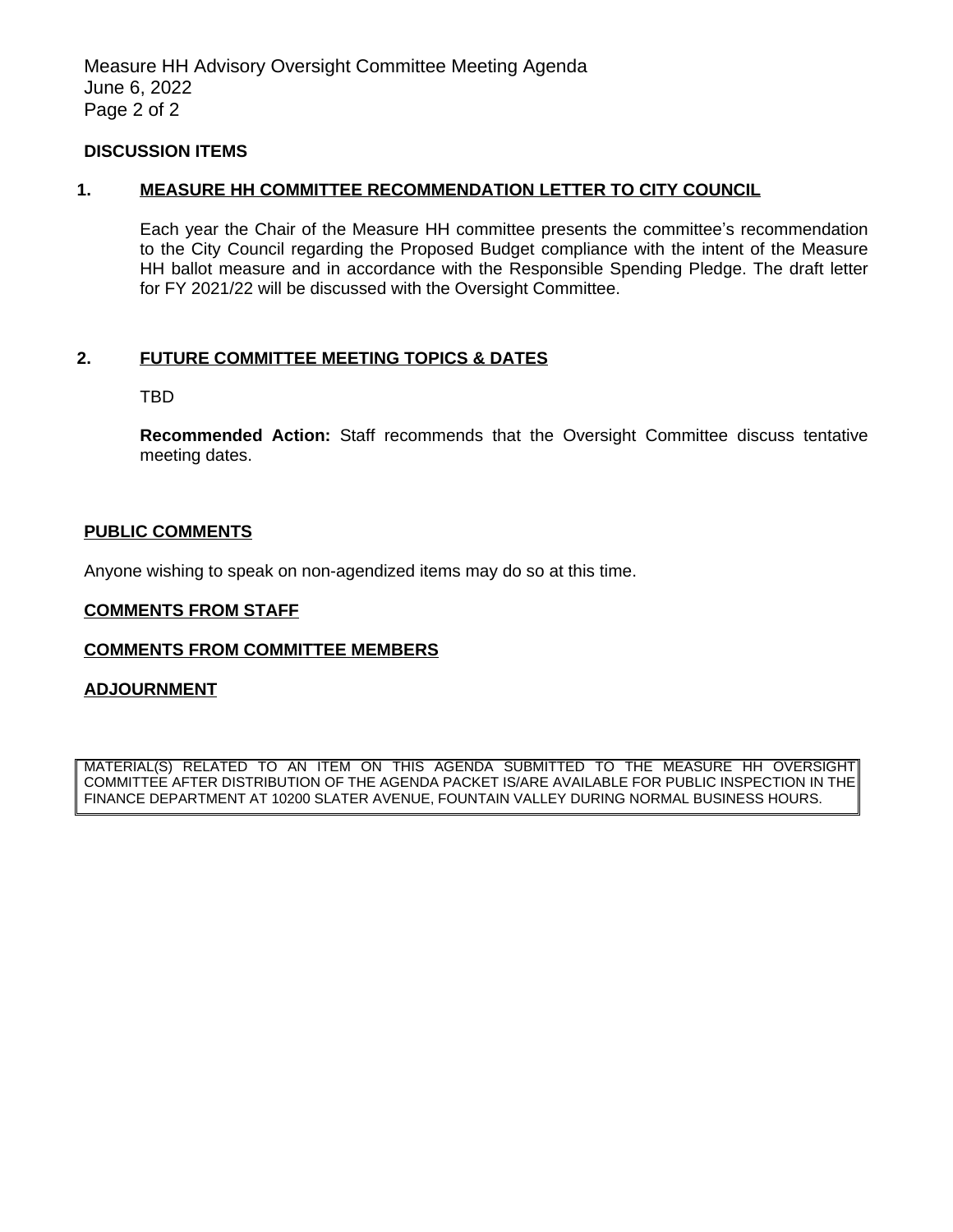## DISCUSSION ITEMS

### 1. MEASURE HH COMMITTEE RECOMMENDATION LETTER TO CITY COUNCIL

Each year the Chair of the Measure HH committee presents the committee's recommendation to the City Council regarding the Proposed Budget compliance with the intent of the Measure HH ballot measure and in accordance with the Responsible Spending Pledge. The draft letter for FY 2021/22 will be discussed with the Oversight Committee.

### 2. FUTURE COMMITTEE MEETING TOPICS & DATES

TBD

**Recommended Action:** Staff recommends that the Oversight Committee discuss tentative meeting dates.

## PUBLIC COMMENTS

Anyone wishing to speak on non-agendized items may do so at this time.

## COMMENTS FROM STAFF

## COMMENTS FROM COMMITTEE MEMBERS

## ADJOURNMENT

MATERIAL(S) RELATED TO AN ITEM ON THIS AGENDA SUBMITTED TO THE MEASURE HH OVERSIGHT COMMITTEE AFTER DISTRIBUTION OF THE AGENDA PACKET IS/ARE AVAILABLE FOR PUBLIC INSPECTION IN THE FINANCE DEPARTMENT AT 10200 SLATER AVENUE, FOUNTAIN VALLEY DURING NORMAL BUSINESS HOURS.